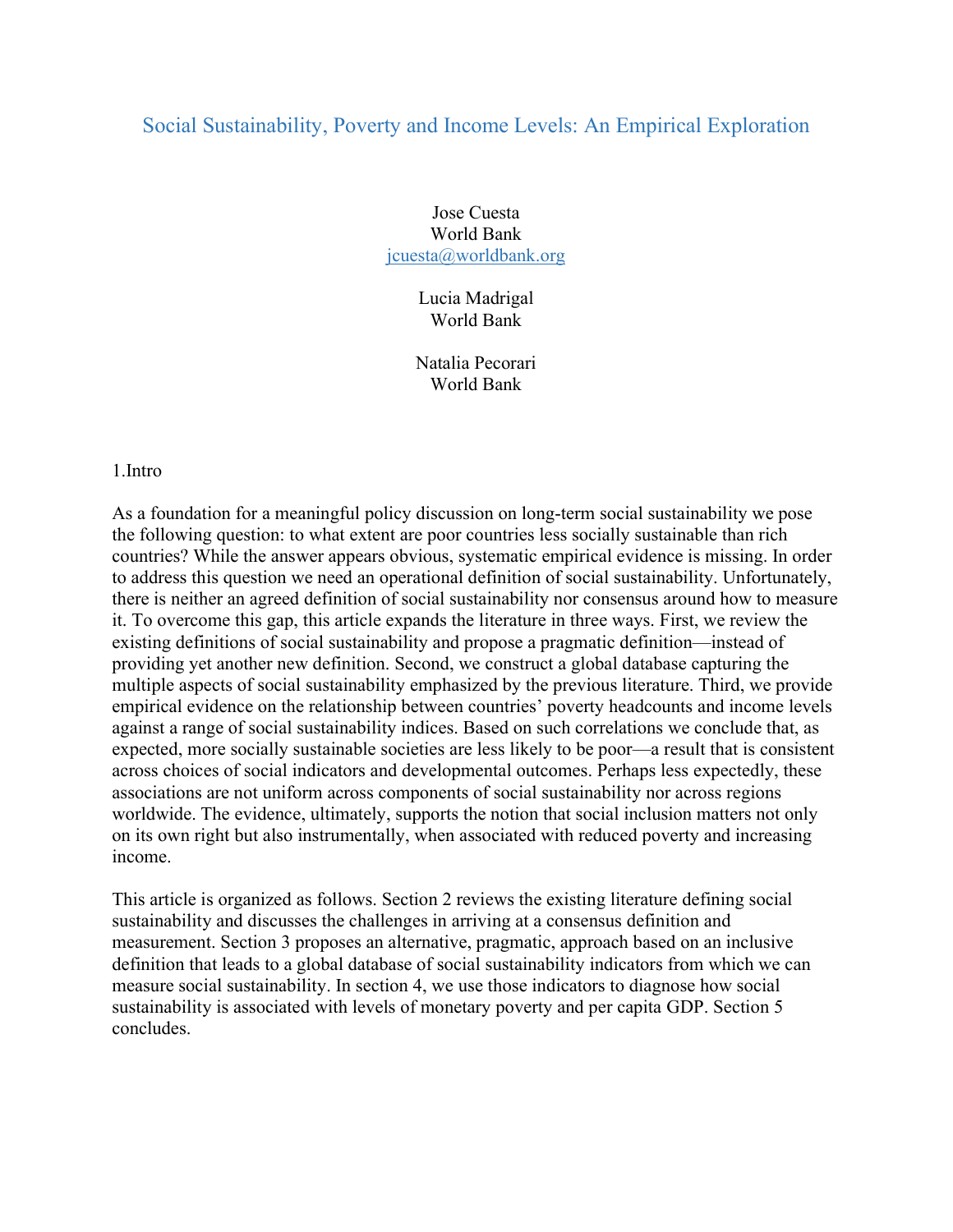# Social Sustainability, Poverty and Income Levels: An Empirical Exploration

Jose Cuesta
World Bank
jcuesta@worldbank.org

Lucia Madrigal
World Bank

Natalia Pecorari
World Bank

## 1.Intro

As a foundation for a meaningful policy discussion on long-term social sustainability we pose the following question: to what extent are poor countries less socially sustainable than rich countries? While the answer appears obvious, systematic empirical evidence is missing. In order to address this question we need an operational definition of social sustainability. Unfortunately, there is neither an agreed definition of social sustainability nor consensus around how to measure it. To overcome this gap, this article expands the literature in three ways. First, we review the existing definitions of social sustainability and propose a pragmatic definition—instead of providing yet another new definition. Second, we construct a global database capturing the multiple aspects of social sustainability emphasized by the previous literature. Third, we provide empirical evidence on the relationship between countries' poverty headcounts and income levels against a range of social sustainability indices. Based on such correlations we conclude that, as expected, more socially sustainable societies are less likely to be poor—a result that is consistent across choices of social indicators and developmental outcomes. Perhaps less expectedly, these associations are not uniform across components of social sustainability nor across regions worldwide. The evidence, ultimately, supports the notion that social inclusion matters not only on its own right but also instrumentally, when associated with reduced poverty and increasing income.

This article is organized as follows. Section 2 reviews the existing literature defining social sustainability and discusses the challenges in arriving at a consensus definition and measurement. Section 3 proposes an alternative, pragmatic, approach based on an inclusive definition that leads to a global database of social sustainability indicators from which we can measure social sustainability. In section 4, we use those indicators to diagnose how social sustainability is associated with levels of monetary poverty and per capita GDP. Section 5 concludes.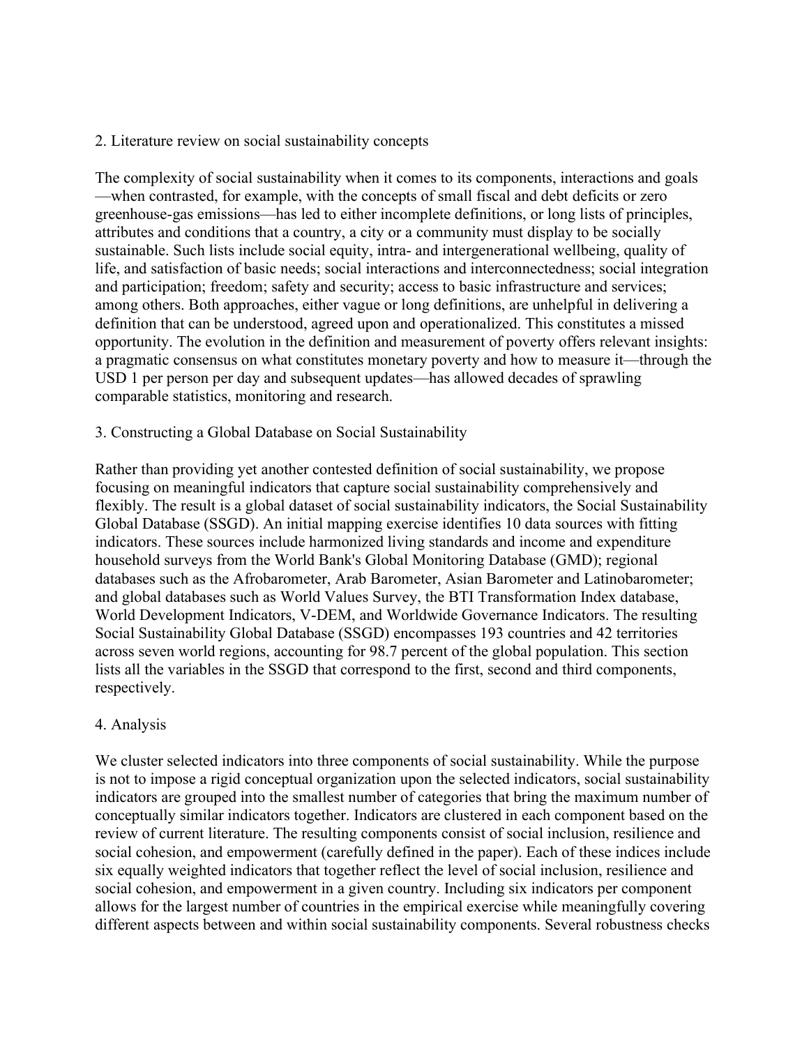## 2. Literature review on social sustainability concepts

The complexity of social sustainability when it comes to its components, interactions and goals—when contrasted, for example, with the concepts of small fiscal and debt deficits or zero greenhouse-gas emissions—has led to either incomplete definitions, or long lists of principles, attributes and conditions that a country, a city or a community must display to be socially sustainable. Such lists include social equity, intra- and intergenerational wellbeing, quality of life, and satisfaction of basic needs; social interactions and interconnectedness; social integration and participation; freedom; safety and security; access to basic infrastructure and services; among others. Both approaches, either vague or long definitions, are unhelpful in delivering a definition that can be understood, agreed upon and operationalized. This constitutes a missed opportunity. The evolution in the definition and measurement of poverty offers relevant insights: a pragmatic consensus on what constitutes monetary poverty and how to measure it—through the USD 1 per person per day and subsequent updates—has allowed decades of sprawling comparable statistics, monitoring and research.

## 3. Constructing a Global Database on Social Sustainability

Rather than providing yet another contested definition of social sustainability, we propose focusing on meaningful indicators that capture social sustainability comprehensively and flexibly. The result is a global dataset of social sustainability indicators, the Social Sustainability Global Database (SSGD). An initial mapping exercise identifies 10 data sources with fitting indicators. These sources include harmonized living standards and income and expenditure household surveys from the World Bank's Global Monitoring Database (GMD); regional databases such as the Afrobarometer, Arab Barometer, Asian Barometer and Latinobarometer; and global databases such as World Values Survey, the BTI Transformation Index database, World Development Indicators, V-DEM, and Worldwide Governance Indicators. The resulting Social Sustainability Global Database (SSGD) encompasses 193 countries and 42 territories across seven world regions, accounting for 98.7 percent of the global population. This section lists all the variables in the SSGD that correspond to the first, second and third components, respectively.

## 4. Analysis

We cluster selected indicators into three components of social sustainability. While the purpose is not to impose a rigid conceptual organization upon the selected indicators, social sustainability indicators are grouped into the smallest number of categories that bring the maximum number of conceptually similar indicators together. Indicators are clustered in each component based on the review of current literature. The resulting components consist of social inclusion, resilience and social cohesion, and empowerment (carefully defined in the paper). Each of these indices include six equally weighted indicators that together reflect the level of social inclusion, resilience and social cohesion, and empowerment in a given country. Including six indicators per component allows for the largest number of countries in the empirical exercise while meaningfully covering different aspects between and within social sustainability components. Several robustness checks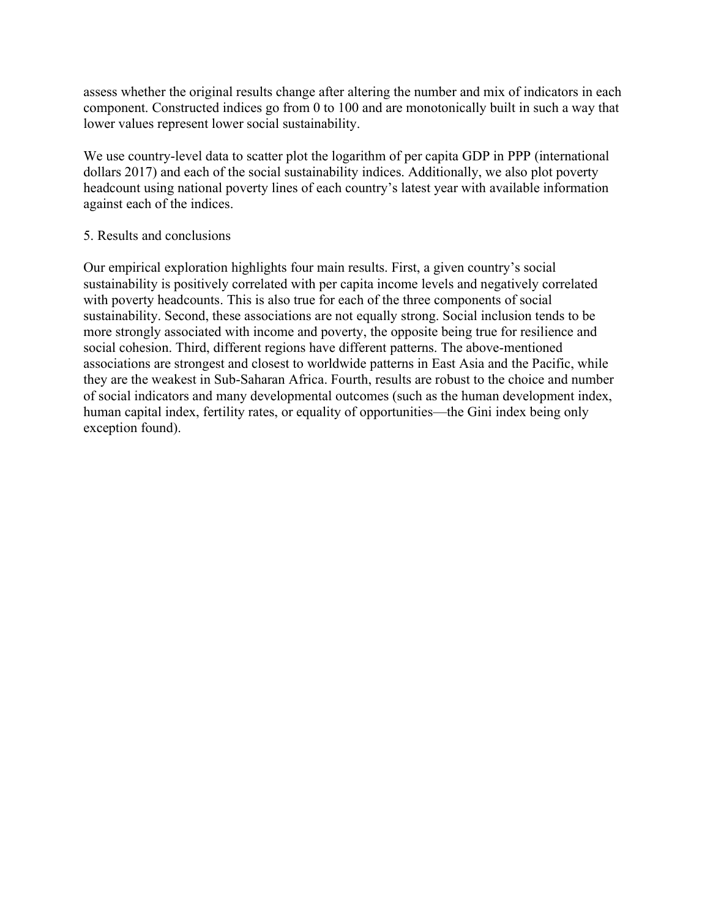assess whether the original results change after altering the number and mix of indicators in each component. Constructed indices go from 0 to 100 and are monotonically built in such a way that lower values represent lower social sustainability.

We use country-level data to scatter plot the logarithm of per capita GDP in PPP (international dollars 2017) and each of the social sustainability indices. Additionally, we also plot poverty headcount using national poverty lines of each country's latest year with available information against each of the indices.

## 5. Results and conclusions

Our empirical exploration highlights four main results. First, a given country's social sustainability is positively correlated with per capita income levels and negatively correlated with poverty headcounts. This is also true for each of the three components of social sustainability. Second, these associations are not equally strong. Social inclusion tends to be more strongly associated with income and poverty, the opposite being true for resilience and social cohesion. Third, different regions have different patterns. The above-mentioned associations are strongest and closest to worldwide patterns in East Asia and the Pacific, while they are the weakest in Sub-Saharan Africa. Fourth, results are robust to the choice and number of social indicators and many developmental outcomes (such as the human development index, human capital index, fertility rates, or equality of opportunities—the Gini index being only exception found).